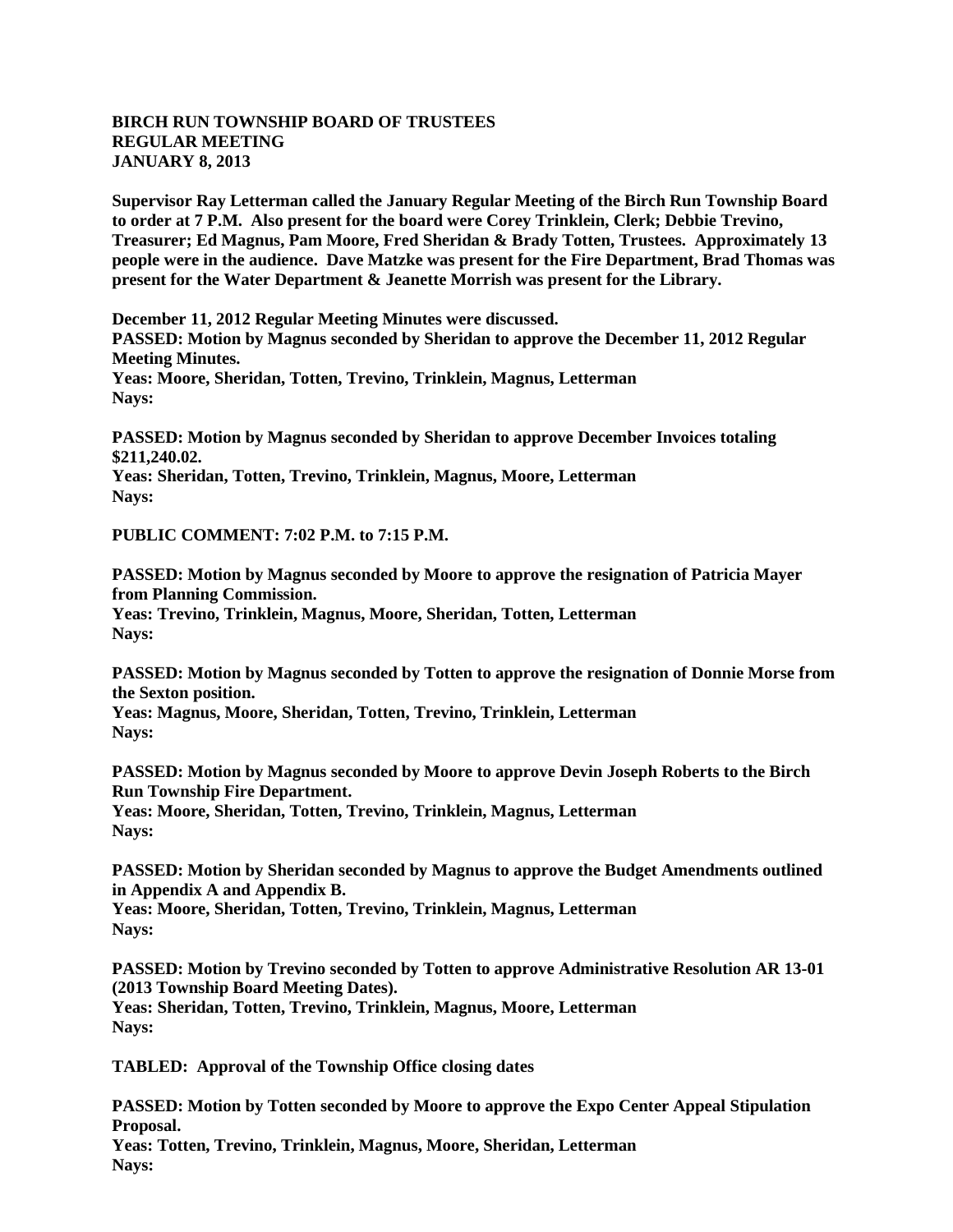**BIRCH RUN TOWNSHIP BOARD OF TRUSTEES**
**REGULAR MEETING**
**JANUARY 8, 2013**

**Supervisor Ray Letterman called the January Regular Meeting of the Birch Run Township Board to order at 7 P.M. Also present for the board were Corey Trinklein, Clerk; Debbie Trevino, Treasurer; Ed Magnus, Pam Moore, Fred Sheridan & Brady Totten, Trustees. Approximately 13 people were in the audience. Dave Matzke was present for the Fire Department, Brad Thomas was present for the Water Department & Jeanette Morrish was present for the Library.**

**December 11, 2012 Regular Meeting Minutes were discussed.**
**PASSED: Motion by Magnus seconded by Sheridan to approve the December 11, 2012 Regular Meeting Minutes.**
**Yeas: Moore, Sheridan, Totten, Trevino, Trinklein, Magnus, Letterman**
**Nays:**

**PASSED: Motion by Magnus seconded by Sheridan to approve December Invoices totaling $211,240.02.**
**Yeas: Sheridan, Totten, Trevino, Trinklein, Magnus, Moore, Letterman**
**Nays:**

**PUBLIC COMMENT: 7:02 P.M. to 7:15 P.M.**

**PASSED: Motion by Magnus seconded by Moore to approve the resignation of Patricia Mayer from Planning Commission.**
**Yeas: Trevino, Trinklein, Magnus, Moore, Sheridan, Totten, Letterman**
**Nays:**

**PASSED: Motion by Magnus seconded by Totten to approve the resignation of Donnie Morse from the Sexton position.**
**Yeas: Magnus, Moore, Sheridan, Totten, Trevino, Trinklein, Letterman**
**Nays:**

**PASSED: Motion by Magnus seconded by Moore to approve Devin Joseph Roberts to the Birch Run Township Fire Department.**
**Yeas: Moore, Sheridan, Totten, Trevino, Trinklein, Magnus, Letterman**
**Nays:**

**PASSED: Motion by Sheridan seconded by Magnus to approve the Budget Amendments outlined in Appendix A and Appendix B.**
**Yeas: Moore, Sheridan, Totten, Trevino, Trinklein, Magnus, Letterman**
**Nays:**

**PASSED: Motion by Trevino seconded by Totten to approve Administrative Resolution AR 13-01 (2013 Township Board Meeting Dates).**
**Yeas: Sheridan, Totten, Trevino, Trinklein, Magnus, Moore, Letterman**
**Nays:**

**TABLED: Approval of the Township Office closing dates**

**PASSED: Motion by Totten seconded by Moore to approve the Expo Center Appeal Stipulation Proposal.**
**Yeas: Totten, Trevino, Trinklein, Magnus, Moore, Sheridan, Letterman**
**Nays:**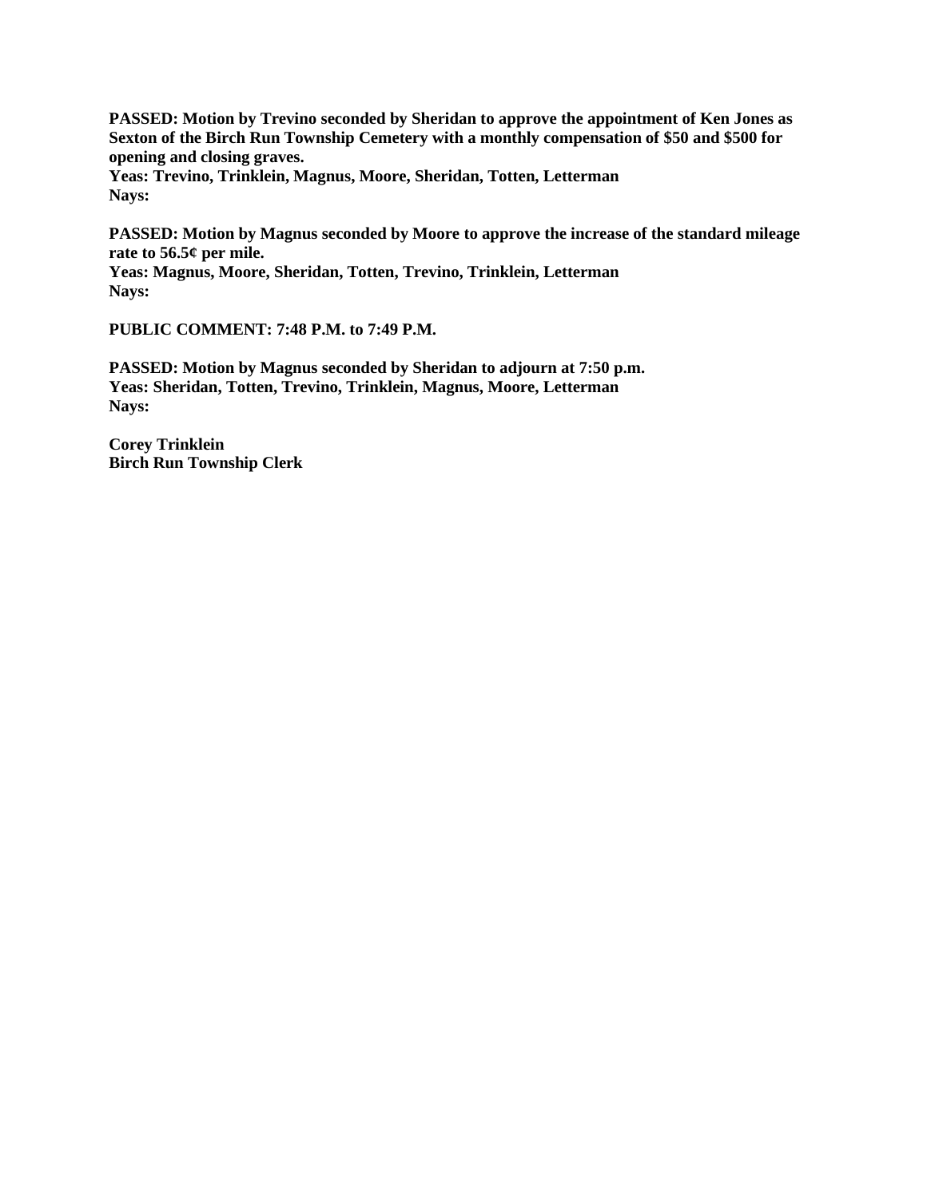**PASSED: Motion by Trevino seconded by Sheridan to approve the appointment of Ken Jones as Sexton of the Birch Run Township Cemetery with a monthly compensation of $50 and $500 for opening and closing graves.**
**Yeas: Trevino, Trinklein, Magnus, Moore, Sheridan, Totten, Letterman**
**Nays:**

**PASSED: Motion by Magnus seconded by Moore to approve the increase of the standard mileage rate to 56.5¢ per mile.**
**Yeas: Magnus, Moore, Sheridan, Totten, Trevino, Trinklein, Letterman**
**Nays:**

**PUBLIC COMMENT: 7:48 P.M. to 7:49 P.M.**

**PASSED: Motion by Magnus seconded by Sheridan to adjourn at 7:50 p.m.**
**Yeas: Sheridan, Totten, Trevino, Trinklein, Magnus, Moore, Letterman**
**Nays:**

**Corey Trinklein**
**Birch Run Township Clerk**